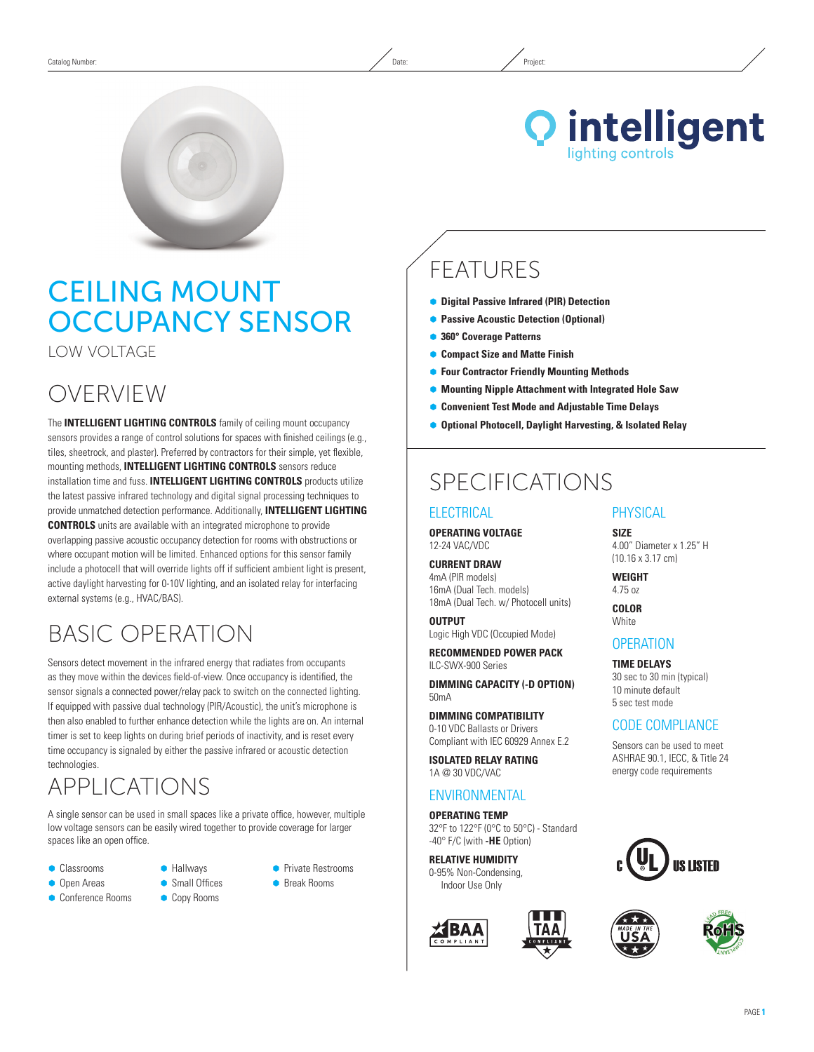Catalog Number: Date: Project:

# CEILING MOUNT OCCUPANCY SENSOR

LOW VOLTAGE

## OVERVIEW

The **INTELLIGENT LIGHTING CONTROLS** family of ceiling mount occupancy sensors provides a range of control solutions for spaces with finished ceilings (e.g., tiles, sheetrock, and plaster). Preferred by contractors for their simple, yet flexible, mounting methods, **INTELLIGENT LIGHTING CONTROLS** sensors reduce installation time and fuss. **INTELLIGENT LIGHTING CONTROLS** products utilize the latest passive infrared technology and digital signal processing techniques to provide unmatched detection performance. Additionally, **INTELLIGENT LIGHTING CONTROLS** units are available with an integrated microphone to provide overlapping passive acoustic occupancy detection for rooms with obstructions or where occupant motion will be limited. Enhanced options for this sensor family include a photocell that will override lights off if sufficient ambient light is present, active daylight harvesting for 0-10V lighting, and an isolated relay for interfacing external systems (e.g., HVAC/BAS).

## BASIC OPERATION

Sensors detect movement in the infrared energy that radiates from occupants as they move within the devices field-of-view. Once occupancy is identified, the sensor signals a connected power/relay pack to switch on the connected lighting. If equipped with passive dual technology (PIR/Acoustic), the unit's microphone is then also enabled to further enhance detection while the lights are on. An internal timer is set to keep lights on during brief periods of inactivity, and is reset every time occupancy is signaled by either the passive infrared or acoustic detection technologies.

## APPLICATIONS

A single sensor can be used in small spaces like a private office, however, multiple low voltage sensors can be easily wired together to provide coverage for larger spaces like an open office.

- Classrooms
- Open Areas
- Conference Rooms
- Hallways
- Small Offices
- Copy Rooms
- Private Restrooms
- Break Rooms

## FEATURES

- **Digital Passive Infrared (PIR) Detection**
- **Passive Acoustic Detection (Optional)**
- **360° Coverage Patterns**
- **Compact Size and Matte Finish**
- **Four Contractor Friendly Mounting Methods**
- **Mounting Nipple Attachment with Integrated Hole Saw**
- **Convenient Test Mode and Adjustable Time Delays**
- **Optional Photocell, Daylight Harvesting, & Isolated Relay**

## SPECIFICATIONS

### ELECTRICAL

**OPERATING VOLTAGE**
12-24 VAC/VDC

**CURRENT DRAW**
4mA (PIR models)
16mA (Dual Tech. models)
18mA (Dual Tech. w/ Photocell units)

**OUTPUT**
Logic High VDC (Occupied Mode)

**RECOMMENDED POWER PACK**
ILC-SWX-900 Series

**DIMMING CAPACITY (-D OPTION)**
50mA

**DIMMING COMPATIBILITY**
0-10 VDC Ballasts or Drivers
Compliant with IEC 60929 Annex E.2

**ISOLATED RELAY RATING**
1A @ 30 VDC/VAC

### ENVIRONMENTAL

**OPERATING TEMP**
32°F to 122°F (0°C to 50°C) - Standard
-40° F/C (with **-HE** Option)

**RELATIVE HUMIDITY**
0-95% Non-Condensing,
Indoor Use Only

### PHYSICAL

**SIZE**
4.00" Diameter x 1.25" H
(10.16 x 3.17 cm)

**WEIGHT**
4.75 oz

**COLOR**
White

### OPERATION

**TIME DELAYS**
30 sec to 30 min (typical)
10 minute default
5 sec test mode

### CODE COMPLIANCE

Sensors can be used to meet ASHRAE 90.1, IECC, & Title 24 energy code requirements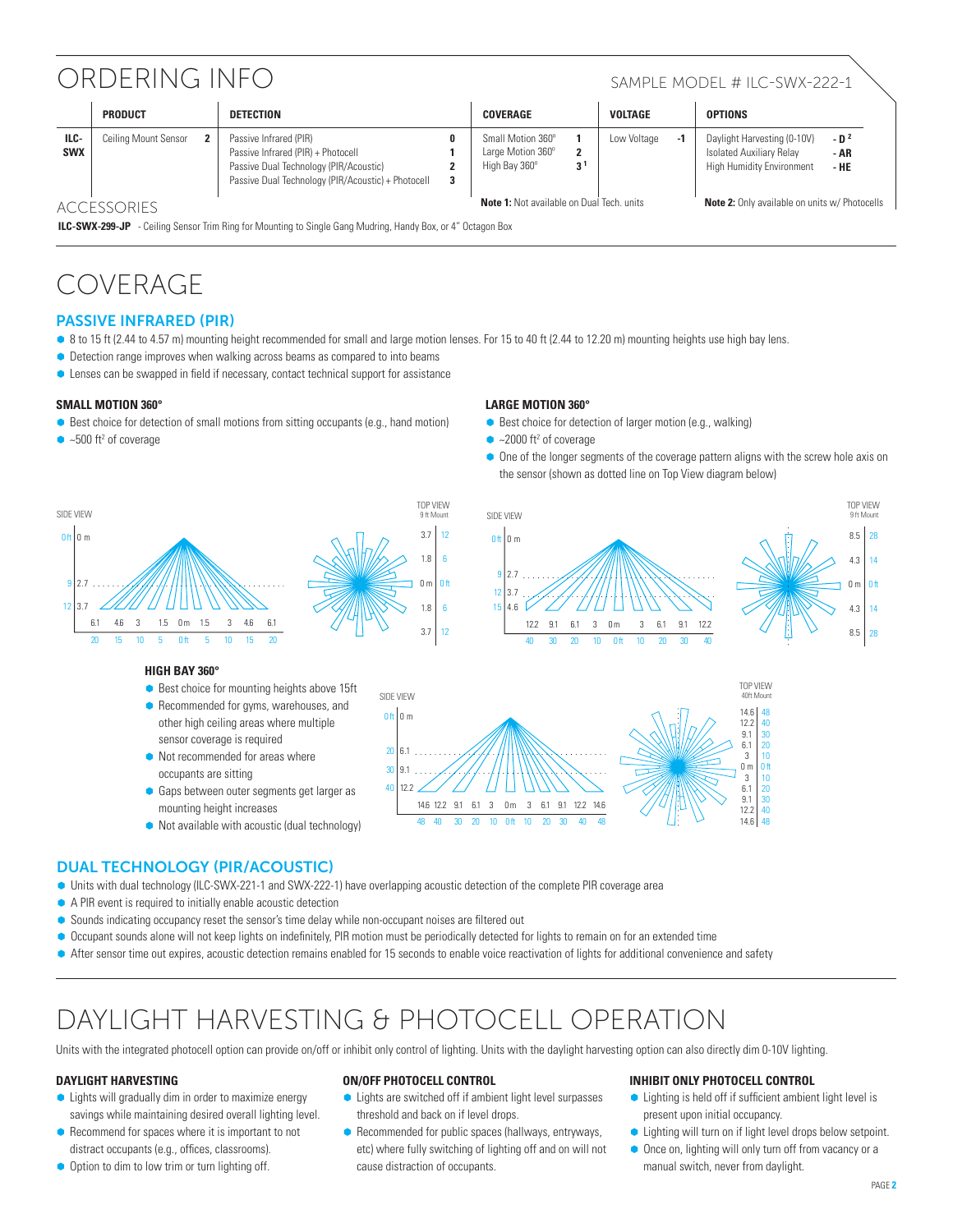# ORDERING INFO

SAMPLE MODEL # ILC-SWX-222-1

| | PRODUCT | | DETECTION | | COVERAGE | | VOLTAGE | | OPTIONS | |
|---|---|---|---|---|---|---|---|---|---|---|
| ILC-SWX | Ceiling Mount Sensor | 2 | Passive Infrared (PIR) | 0 | Small Motion 360° | 1 | Low Voltage | -1 | Daylight Harvesting (0-10V) | - D[2] |
| | | | Passive Infrared (PIR) + Photocell | 1 | Large Motion 360° | 2 | | | Isolated Auxiliary Relay | - AR |
| | | | Passive Dual Technology (PIR/Acoustic) | 2 | High Bay 360° | 3[1] | | | High Humidity Environment | - HE |
| | | | Passive Dual Technology (PIR/Acoustic) + Photocell | 3 | | | | | | |

**Note 1:** Not available on Dual Tech. units

**Note 2:** Only available on units w/ Photocells

## ACCESSORIES

**ILC-SWX-299-JP** - Ceiling Sensor Trim Ring for Mounting to Single Gang Mudring, Handy Box, or 4" Octagon Box

# COVERAGE

## PASSIVE INFRARED (PIR)

- 8 to 15 ft (2.44 to 4.57 m) mounting height recommended for small and large motion lenses. For 15 to 40 ft (2.44 to 12.20 m) mounting heights use high bay lens.
- Detection range improves when walking across beams as compared to into beams
- Lenses can be swapped in field if necessary, contact technical support for assistance

### SMALL MOTION 360°

- Best choice for detection of small motions from sitting occupants (e.g., hand motion)
- ~500 ft² of coverage

### LARGE MOTION 360°

- Best choice for detection of larger motion (e.g., walking)
- ~2000 ft² of coverage
- One of the longer segments of the coverage pattern aligns with the screw hole axis on the sensor (shown as dotted line on Top View diagram below)

### HIGH BAY 360°

- Best choice for mounting heights above 15ft
- Recommended for gyms, warehouses, and other high ceiling areas where multiple sensor coverage is required
- Not recommended for areas where occupants are sitting
- Gaps between outer segments get larger as mounting height increases
- Not available with acoustic (dual technology)

## DUAL TECHNOLOGY (PIR/ACOUSTIC)

- Units with dual technology (ILC-SWX-221-1 and SWX-222-1) have overlapping acoustic detection of the complete PIR coverage area
- A PIR event is required to initially enable acoustic detection
- Sounds indicating occupancy reset the sensor's time delay while non-occupant noises are filtered out
- Occupant sounds alone will not keep lights on indefinitely, PIR motion must be periodically detected for lights to remain on for an extended time
- After sensor time out expires, acoustic detection remains enabled for 15 seconds to enable voice reactivation of lights for additional convenience and safety

# DAYLIGHT HARVESTING & PHOTOCELL OPERATION

Units with the integrated photocell option can provide on/off or inhibit only control of lighting. Units with the daylight harvesting option can also directly dim 0-10V lighting.

### DAYLIGHT HARVESTING

- Lights will gradually dim in order to maximize energy savings while maintaining desired overall lighting level.
- Recommend for spaces where it is important to not distract occupants (e.g., offices, classrooms).
- Option to dim to low trim or turn lighting off.

### ON/OFF PHOTOCELL CONTROL

- Lights are switched off if ambient light level surpasses threshold and back on if level drops.
- Recommended for public spaces (hallways, entryways, etc) where fully switching of lighting off and on will not cause distraction of occupants.

### INHIBIT ONLY PHOTOCELL CONTROL

- Lighting is held off if sufficient ambient light level is present upon initial occupancy.
- Lighting will turn on if light level drops below setpoint.
- Once on, lighting will only turn off from vacancy or a manual switch, never from daylight.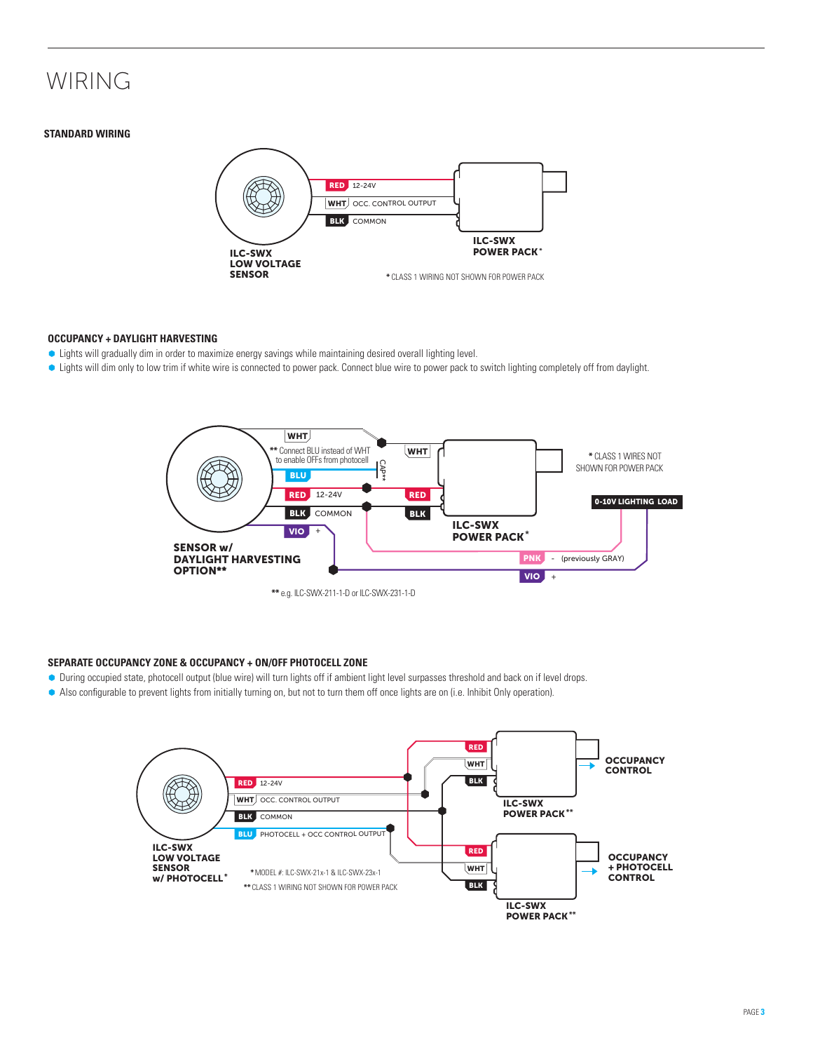# WIRING

### STANDARD WIRING

RED 12-24V

WHT OCC. CONTROL OUTPUT

BLK COMMON

ILC-SWX LOW VOLTAGE SENSOR

ILC-SWX POWER PACK*

* CLASS 1 WIRING NOT SHOWN FOR POWER PACK

### OCCUPANCY + DAYLIGHT HARVESTING

- Lights will gradually dim in order to maximize energy savings while maintaining desired overall lighting level.
- Lights will dim only to low trim if white wire is connected to power pack. Connect blue wire to power pack to switch lighting completely off from daylight.

WHT

** Connect BLU instead of WHT to enable OFFs from photocell

CAP**

BLU

RED 12-24V

BLK COMMON

VIO +

WHT

RED

BLK

SENSOR w/ DAYLIGHT HARVESTING OPTION**

ILC-SWX POWER PACK*

* CLASS 1 WIRES NOT SHOWN FOR POWER PACK

0-10V LIGHTING LOAD

PNK - (previously GRAY)

VIO +

** e.g. ILC-SWX-211-1-D or ILC-SWX-231-1-D

### SEPARATE OCCUPANCY ZONE & OCCUPANCY + ON/OFF PHOTOCELL ZONE

- During occupied state, photocell output (blue wire) will turn lights off if ambient light level surpasses threshold and back on if level drops.
- Also configurable to prevent lights from initially turning on, but not to turn them off once lights are on (i.e. Inhibit Only operation).

RED 12-24V

WHT OCC. CONTROL OUTPUT

BLK COMMON

BLU PHOTOCELL + OCC CONTROL OUTPUT

ILC-SWX LOW VOLTAGE SENSOR w/ PHOTOCELL*

* MODEL #: ILC-SWX-21x-1 & ILC-SWX-23x-1

** CLASS 1 WIRING NOT SHOWN FOR POWER PACK

RED / WHT / BLK

ILC-SWX POWER PACK** → OCCUPANCY CONTROL

RED / WHT / BLK

ILC-SWX POWER PACK** → OCCUPANCY + PHOTOCELL CONTROL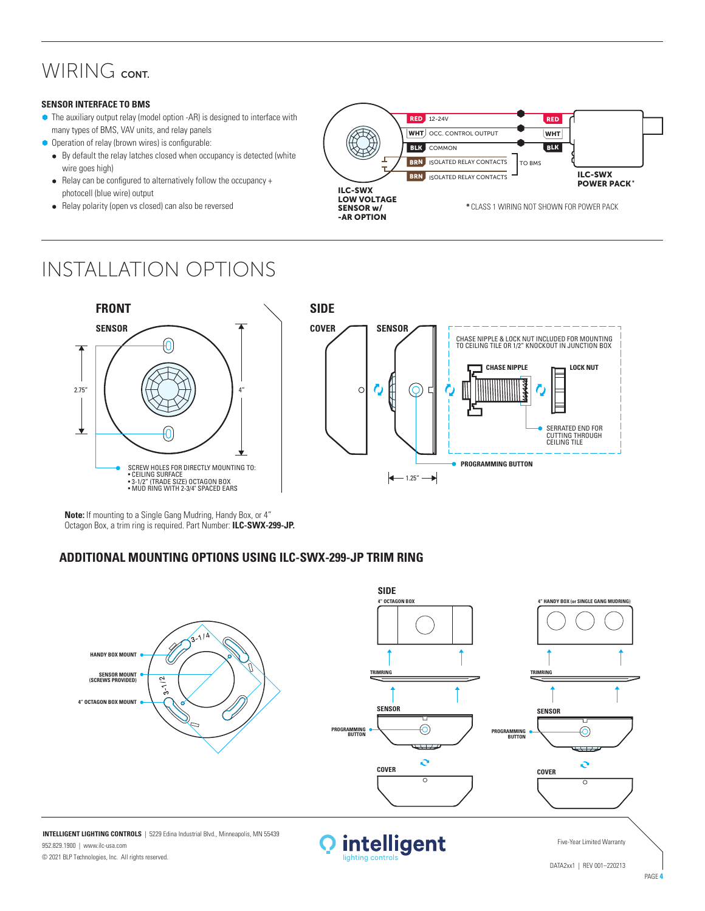# WIRING CONT.

### SENSOR INTERFACE TO BMS

- The auxiliary output relay (model option -AR) is designed to interface with many types of BMS, VAV units, and relay panels
- Operation of relay (brown wires) is configurable:
  - By default the relay latches closed when occupancy is detected (white wire goes high)
  - Relay can be configured to alternatively follow the occupancy + photocell (blue wire) output
  - Relay polarity (open vs closed) can also be reversed

RED 12-24V
WHT OCC. CONTROL OUTPUT
BLK COMMON
BRN ISOLATED RELAY CONTACTS
BRN ISOLATED RELAY CONTACTS
TO BMS
RED
WHT
BLK
ILC-SWX LOW VOLTAGE SENSOR w/ -AR OPTION
ILC-SWX POWER PACK*
* CLASS 1 WIRING NOT SHOWN FOR POWER PACK

# INSTALLATION OPTIONS

FRONT
SENSOR
2.75"
4"
SCREW HOLES FOR DIRECTLY MOUNTING TO:
• CEILING SURFACE
• 3-1/2" (TRADE SIZE) OCTAGON BOX
• MUD RING WITH 2-3/4" SPACED EARS

SIDE
COVER
SENSOR
CHASE NIPPLE & LOCK NUT INCLUDED FOR MOUNTING TO CEILING TILE OR 1/2" KNOCKOUT IN JUNCTION BOX
CHASE NIPPLE
LOCK NUT
SERRATED END FOR CUTTING THROUGH CEILING TILE
PROGRAMMING BUTTON
1.25"

**Note:** If mounting to a Single Gang Mudring, Handy Box, or 4" Octagon Box, a trim ring is required. Part Number: **ILC-SWX-299-JP.**

## ADDITIONAL MOUNTING OPTIONS USING ILC-SWX-299-JP TRIM RING

HANDY BOX MOUNT
SENSOR MOUNT (SCREWS PROVIDED)
4" OCTAGON BOX MOUNT
3-1/4
3-1/2

SIDE
4" OCTAGON BOX
4" HANDY BOX (or SINGLE GANG MUDRING)
TRIMRING
SENSOR
PROGRAMMING BUTTON
COVER

**INTELLIGENT LIGHTING CONTROLS** | 5229 Edina Industrial Blvd., Minneapolis, MN 55439
952.829.1900 | www.ilc-usa.com
© 2021 BLP Technologies, Inc. All rights reserved.

intelligent lighting controls

Five-Year Limited Warranty

DATA2xx1 | REV 001–220213